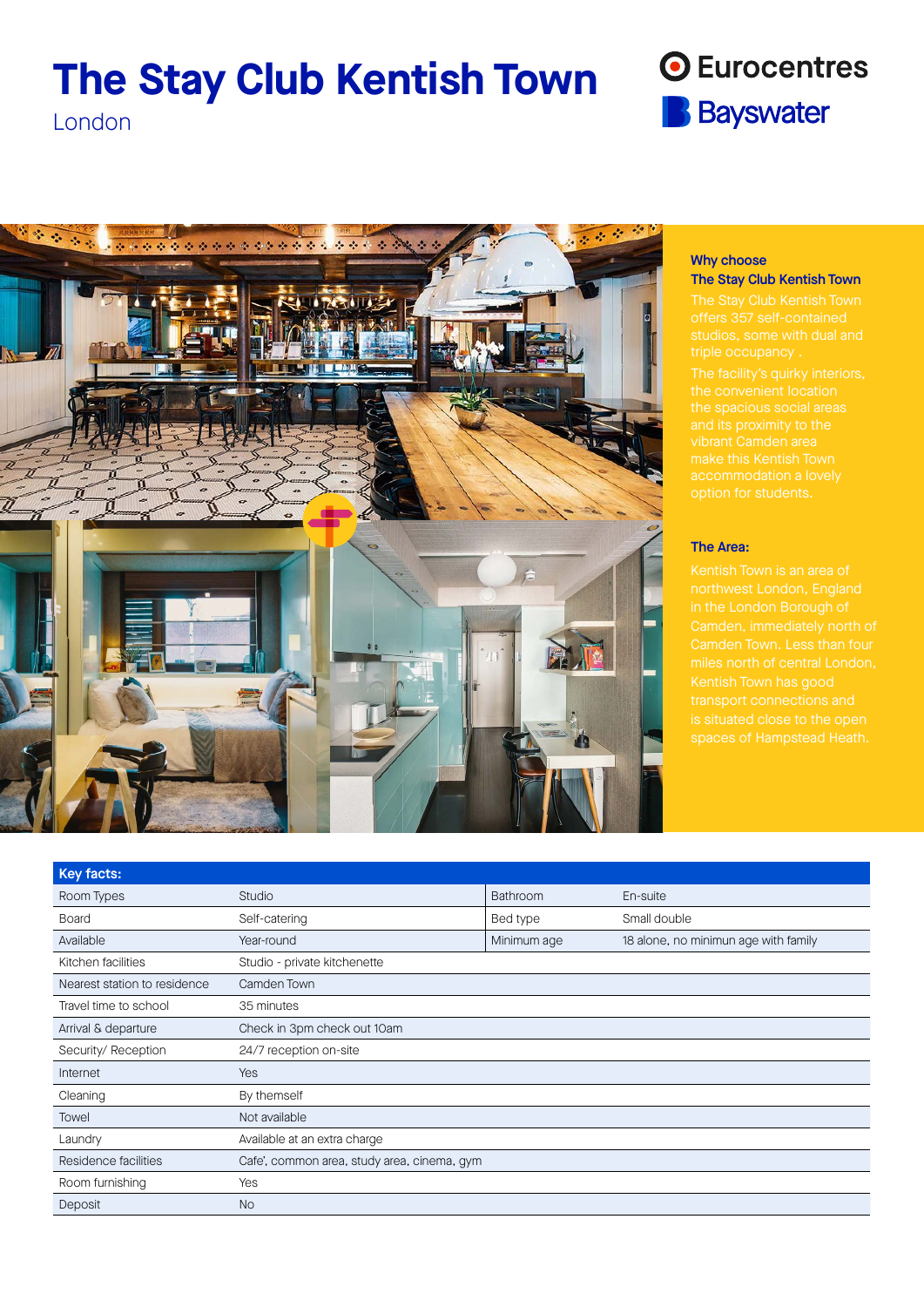# The Stay Club Kentish Town

London

Eurocentres
Bayswater

### Why choose The Stay Club Kentish Town

The Stay Club Kentish Town offers 357 self-contained studios, some with dual and triple occupancy .

The facility's quirky interiors, the convenient location the spacious social areas and its proximity to the vibrant Camden area make this Kentish Town accommodation a lovely option for students.

### The Area:

Kentish Town is an area of northwest London, England in the London Borough of Camden, immediately north of Camden Town. Less than four miles north of central London, Kentish Town has good transport connections and is situated close to the open spaces of Hampstead Heath.

| Key facts: | | | |
|---|---|---|---|
| Room Types | Studio | Bathroom | En-suite |
| Board | Self-catering | Bed type | Small double |
| Available | Year-round | Minimum age | 18 alone, no minimun age with family |
| Kitchen facilities | Studio - private kitchenette | | |
| Nearest station to residence | Camden Town | | |
| Travel time to school | 35 minutes | | |
| Arrival & departure | Check in 3pm check out 10am | | |
| Security/ Reception | 24/7 reception on-site | | |
| Internet | Yes | | |
| Cleaning | By themself | | |
| Towel | Not available | | |
| Laundry | Available at an extra charge | | |
| Residence facilities | Cafe', common area, study area, cinema, gym | | |
| Room furnishing | Yes | | |
| Deposit | No | | |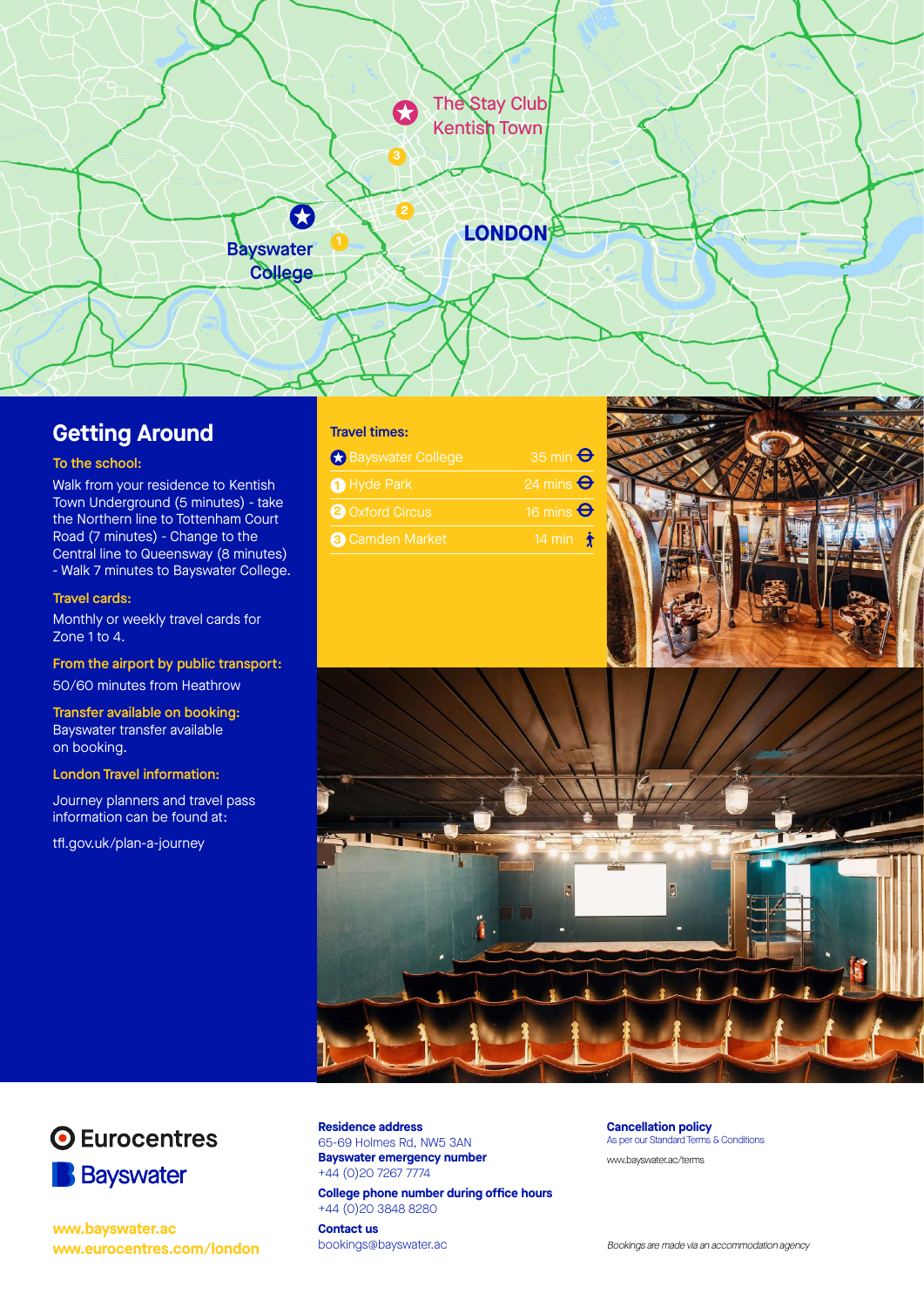The Stay Club Kentish Town

Bayswater College

LONDON

## Getting Around

**To the school:**

Walk from your residence to Kentish Town Underground (5 minutes) - take the Northern line to Tottenham Court Road (7 minutes) - Change to the Central line to Queensway (8 minutes) - Walk 7 minutes to Bayswater College.

**Travel cards:**

Monthly or weekly travel cards for Zone 1 to 4.

**From the airport by public transport:**

50/60 minutes from Heathrow

**Transfer available on booking:**

Bayswater transfer available on booking.

**London Travel information:**

Journey planners and travel pass information can be found at:

tfl.gov.uk/plan-a-journey

**Travel times:**

| | |
|---|---|
| ★ Bayswater College | 35 min |
| 1 Hyde Park | 24 mins |
| 2 Oxford Circus | 16 mins |
| 3 Camden Market | 14 min |

Eurocentres

Bayswater

www.bayswater.ac
www.eurocentres.com/london

**Residence address**
65-69 Holmes Rd, NW5 3AN

**Bayswater emergency number**
+44 (0)20 7267 7774

**College phone number during office hours**
+44 (0)20 3848 8280

**Contact us**
bookings@bayswater.ac

**Cancellation policy**
As per our Standard Terms & Conditions

www.bayswater.ac/terms

*Bookings are made via an accommodation agency*